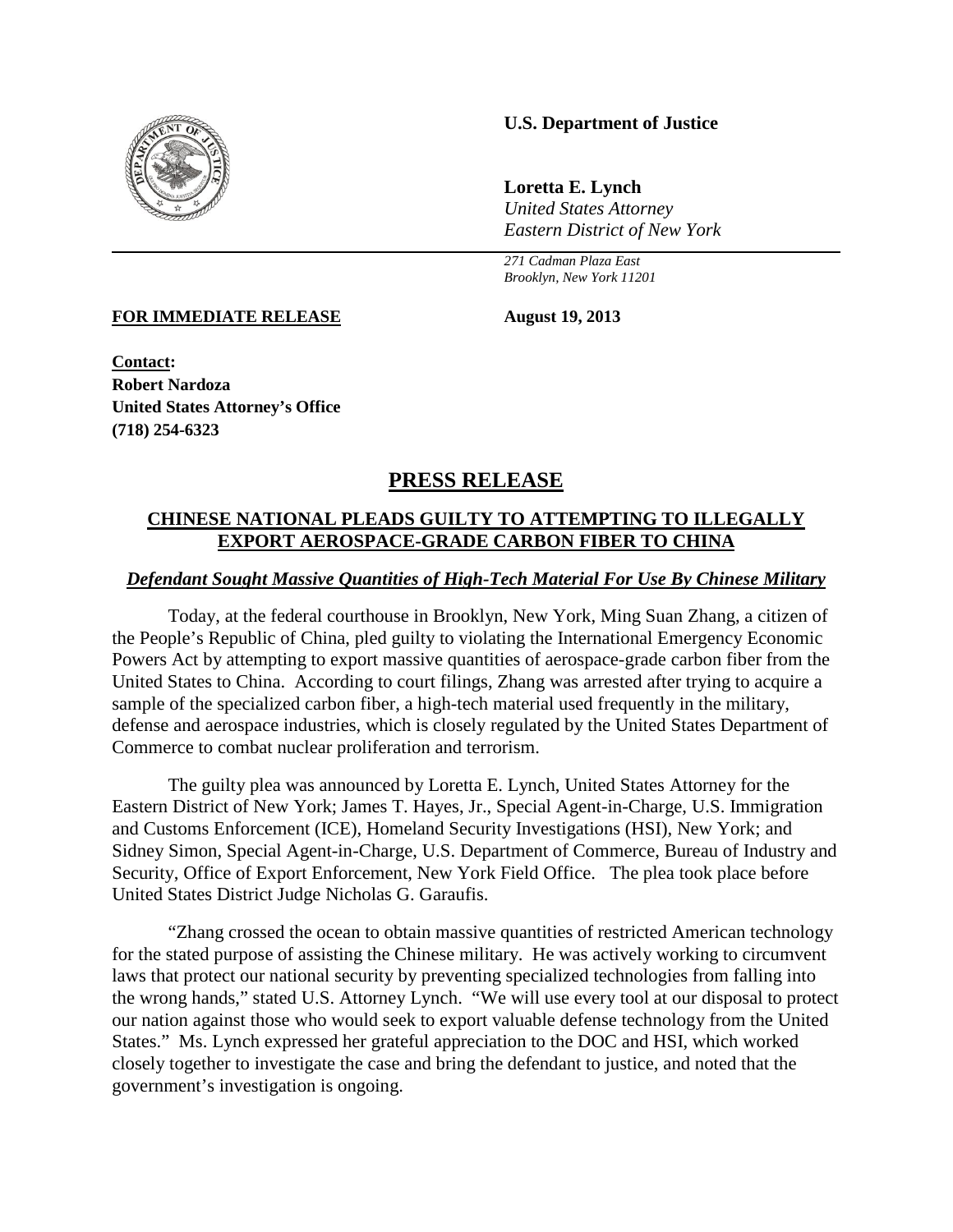**U.S. Department of Justice**

**Loretta E. Lynch**
*United States Attorney*
*Eastern District of New York*

*271 Cadman Plaza East*
*Brooklyn, New York 11201*

**FOR IMMEDIATE RELEASE** **August 19, 2013**

**Contact:**
**Robert Nardoza**
**United States Attorney's Office**
**(718) 254-6323**

# PRESS RELEASE

## CHINESE NATIONAL PLEADS GUILTY TO ATTEMPTING TO ILLEGALLY EXPORT AEROSPACE-GRADE CARBON FIBER TO CHINA

***Defendant Sought Massive Quantities of High-Tech Material For Use By Chinese Military***

Today, at the federal courthouse in Brooklyn, New York, Ming Suan Zhang, a citizen of the People's Republic of China, pled guilty to violating the International Emergency Economic Powers Act by attempting to export massive quantities of aerospace-grade carbon fiber from the United States to China. According to court filings, Zhang was arrested after trying to acquire a sample of the specialized carbon fiber, a high-tech material used frequently in the military, defense and aerospace industries, which is closely regulated by the United States Department of Commerce to combat nuclear proliferation and terrorism.

The guilty plea was announced by Loretta E. Lynch, United States Attorney for the Eastern District of New York; James T. Hayes, Jr., Special Agent-in-Charge, U.S. Immigration and Customs Enforcement (ICE), Homeland Security Investigations (HSI), New York; and Sidney Simon, Special Agent-in-Charge, U.S. Department of Commerce, Bureau of Industry and Security, Office of Export Enforcement, New York Field Office. The plea took place before United States District Judge Nicholas G. Garaufis.

"Zhang crossed the ocean to obtain massive quantities of restricted American technology for the stated purpose of assisting the Chinese military. He was actively working to circumvent laws that protect our national security by preventing specialized technologies from falling into the wrong hands," stated U.S. Attorney Lynch. "We will use every tool at our disposal to protect our nation against those who would seek to export valuable defense technology from the United States." Ms. Lynch expressed her grateful appreciation to the DOC and HSI, which worked closely together to investigate the case and bring the defendant to justice, and noted that the government's investigation is ongoing.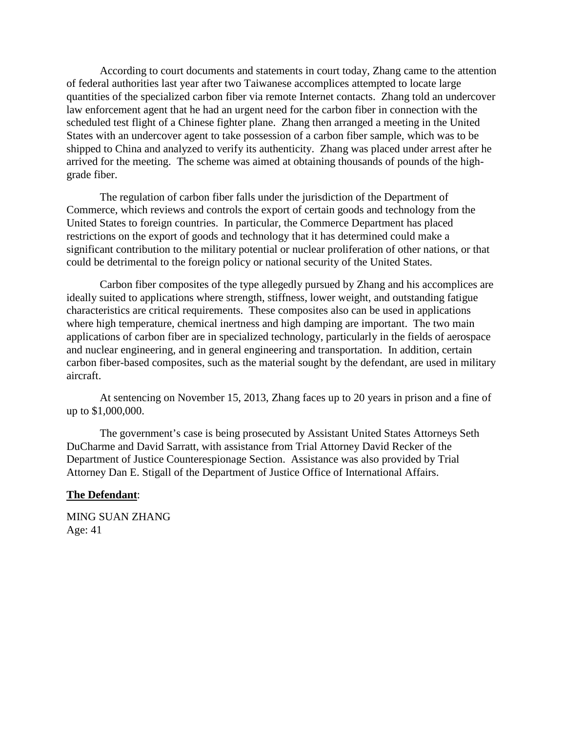According to court documents and statements in court today, Zhang came to the attention of federal authorities last year after two Taiwanese accomplices attempted to locate large quantities of the specialized carbon fiber via remote Internet contacts. Zhang told an undercover law enforcement agent that he had an urgent need for the carbon fiber in connection with the scheduled test flight of a Chinese fighter plane. Zhang then arranged a meeting in the United States with an undercover agent to take possession of a carbon fiber sample, which was to be shipped to China and analyzed to verify its authenticity. Zhang was placed under arrest after he arrived for the meeting. The scheme was aimed at obtaining thousands of pounds of the high-grade fiber.

The regulation of carbon fiber falls under the jurisdiction of the Department of Commerce, which reviews and controls the export of certain goods and technology from the United States to foreign countries. In particular, the Commerce Department has placed restrictions on the export of goods and technology that it has determined could make a significant contribution to the military potential or nuclear proliferation of other nations, or that could be detrimental to the foreign policy or national security of the United States.

Carbon fiber composites of the type allegedly pursued by Zhang and his accomplices are ideally suited to applications where strength, stiffness, lower weight, and outstanding fatigue characteristics are critical requirements. These composites also can be used in applications where high temperature, chemical inertness and high damping are important. The two main applications of carbon fiber are in specialized technology, particularly in the fields of aerospace and nuclear engineering, and in general engineering and transportation. In addition, certain carbon fiber-based composites, such as the material sought by the defendant, are used in military aircraft.

At sentencing on November 15, 2013, Zhang faces up to 20 years in prison and a fine of up to $1,000,000.

The government's case is being prosecuted by Assistant United States Attorneys Seth DuCharme and David Sarratt, with assistance from Trial Attorney David Recker of the Department of Justice Counterespionage Section. Assistance was also provided by Trial Attorney Dan E. Stigall of the Department of Justice Office of International Affairs.

**The Defendant**:

MING SUAN ZHANG
Age: 41